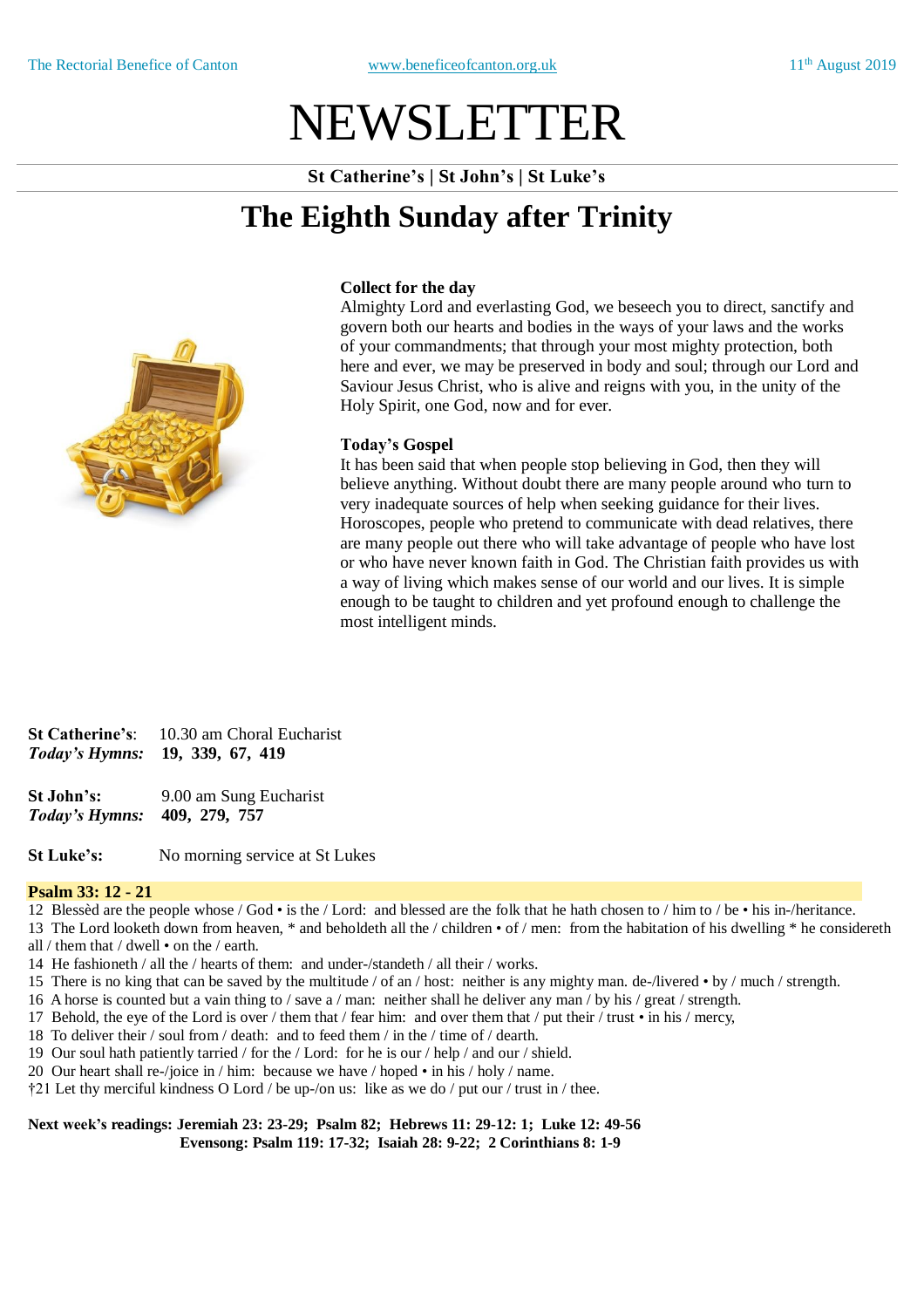# NEWSLETTER

**St Catherine's | St John's | St Luke's**

## The Eighth Sunday after Trinity

**Collect for the day**
Almighty Lord and everlasting God, we beseech you to direct, sanctify and govern both our hearts and bodies in the ways of your laws and the works of your commandments; that through your most mighty protection, both here and ever, we may be preserved in body and soul; through our Lord and Saviour Jesus Christ, who is alive and reigns with you, in the unity of the Holy Spirit, one God, now and for ever.

**Today's Gospel**
It has been said that when people stop believing in God, then they will believe anything. Without doubt there are many people around who turn to very inadequate sources of help when seeking guidance for their lives. Horoscopes, people who pretend to communicate with dead relatives, there are many people out there who will take advantage of people who have lost or who have never known faith in God. The Christian faith provides us with a way of living which makes sense of our world and our lives. It is simple enough to be taught to children and yet profound enough to challenge the most intelligent minds.

**St Catherine's**: 10.30 am Choral Eucharist
***Today's Hymns:*** **19, 339, 67, 419**

**St John's:** 9.00 am Sung Eucharist
***Today's Hymns:*** **409, 279, 757**

**St Luke's:** No morning service at St Lukes

**Psalm 33: 12 - 21**

12 Blessèd are the people whose / God • is the / Lord: and blessed are the folk that he hath chosen to / him to / be • his in-/heritance.
13 The Lord looketh down from heaven, * and beholdeth all the / children • of / men: from the habitation of his dwelling * he considereth all / them that / dwell • on the / earth.
14 He fashioneth / all the / hearts of them: and under-/standeth / all their / works.
15 There is no king that can be saved by the multitude / of an / host: neither is any mighty man. de-/livered • by / much / strength.
16 A horse is counted but a vain thing to / save a / man: neither shall he deliver any man / by his / great / strength.
17 Behold, the eye of the Lord is over / them that / fear him: and over them that / put their / trust • in his / mercy,
18 To deliver their / soul from / death: and to feed them / in the / time of / dearth.
19 Our soul hath patiently tarried / for the / Lord: for he is our / help / and our / shield.
20 Our heart shall re-/joice in / him: because we have / hoped • in his / holy / name.
†21 Let thy merciful kindness O Lord / be up-/on us: like as we do / put our / trust in / thee.

**Next week's readings: Jeremiah 23: 23-29; Psalm 82; Hebrews 11: 29-12: 1; Luke 12: 49-56**
**Evensong: Psalm 119: 17-32; Isaiah 28: 9-22; 2 Corinthians 8: 1-9**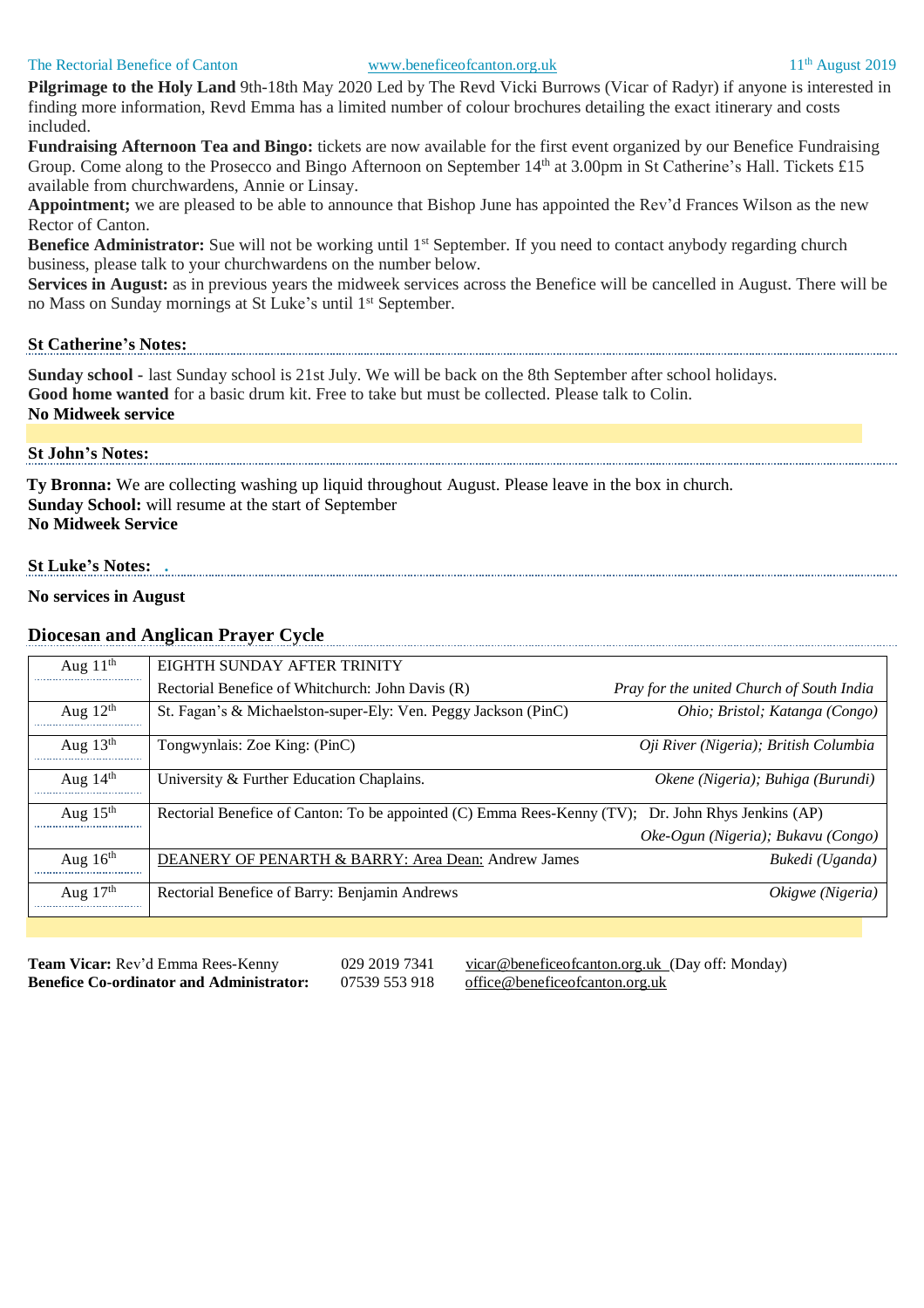**Pilgrimage to the Holy Land** 9th-18th May 2020 Led by The Revd Vicki Burrows (Vicar of Radyr) if anyone is interested in finding more information, Revd Emma has a limited number of colour brochures detailing the exact itinerary and costs included.

**Fundraising Afternoon Tea and Bingo:** tickets are now available for the first event organized by our Benefice Fundraising Group. Come along to the Prosecco and Bingo Afternoon on September 14th at 3.00pm in St Catherine's Hall. Tickets £15 available from churchwardens, Annie or Linsay.

**Appointment;** we are pleased to be able to announce that Bishop June has appointed the Rev'd Frances Wilson as the new Rector of Canton.

**Benefice Administrator:** Sue will not be working until 1st September. If you need to contact anybody regarding church business, please talk to your churchwardens on the number below.

**Services in August:** as in previous years the midweek services across the Benefice will be cancelled in August. There will be no Mass on Sunday mornings at St Luke's until 1st September.

## St Catherine's Notes:

**Sunday school** - last Sunday school is 21st July. We will be back on the 8th September after school holidays.
**Good home wanted** for a basic drum kit. Free to take but must be collected. Please talk to Colin.
**No Midweek service**

## St John's Notes:

**Ty Bronna:** We are collecting washing up liquid throughout August. Please leave in the box in church.
**Sunday School:** will resume at the start of September
**No Midweek Service**

## St Luke's Notes:

**No services in August**

## Diocesan and Anglican Prayer Cycle

| | | |
|---|---|---|
| Aug 11th | EIGHTH SUNDAY AFTER TRINITY | |
| | Rectorial Benefice of Whitchurch: John Davis (R) | *Pray for the united Church of South India* |
| Aug 12th | St. Fagan's & Michaelston-super-Ely: Ven. Peggy Jackson (PinC) | *Ohio; Bristol; Katanga (Congo)* |
| Aug 13th | Tongwynlais: Zoe King: (PinC) | *Oji River (Nigeria); British Columbia* |
| Aug 14th | University & Further Education Chaplains. | *Okene (Nigeria); Buhiga (Burundi)* |
| Aug 15th | Rectorial Benefice of Canton: To be appointed (C) Emma Rees-Kenny (TV); Dr. John Rhys Jenkins (AP) | *Oke-Ogun (Nigeria); Bukavu (Congo)* |
| Aug 16th | DEANERY OF PENARTH & BARRY: Area Dean: Andrew James | *Bukedi (Uganda)* |
| Aug 17th | Rectorial Benefice of Barry: Benjamin Andrews | *Okigwe (Nigeria)* |

**Team Vicar:** Rev'd Emma Rees-Kenny 029 2019 7341 vicar@beneficeofcanton.org.uk (Day off: Monday)
**Benefice Co-ordinator and Administrator:** 07539 553 918 office@beneficeofcanton.org.uk